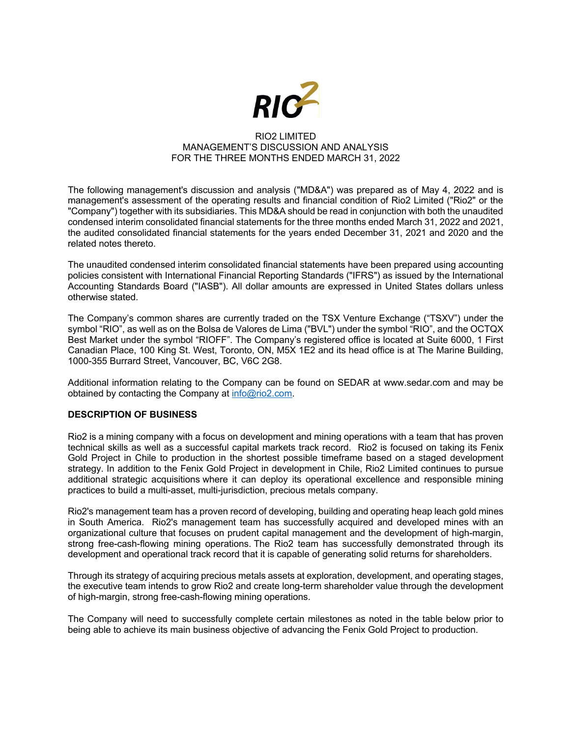RIO2 LIMITED
MANAGEMENT'S DISCUSSION AND ANALYSIS
FOR THE THREE MONTHS ENDED MARCH 31, 2022

The following management's discussion and analysis ("MD&A") was prepared as of May 4, 2022 and is management's assessment of the operating results and financial condition of Rio2 Limited ("Rio2" or the "Company") together with its subsidiaries. This MD&A should be read in conjunction with both the unaudited condensed interim consolidated financial statements for the three months ended March 31, 2022 and 2021, the audited consolidated financial statements for the years ended December 31, 2021 and 2020 and the related notes thereto.

The unaudited condensed interim consolidated financial statements have been prepared using accounting policies consistent with International Financial Reporting Standards ("IFRS") as issued by the International Accounting Standards Board ("IASB"). All dollar amounts are expressed in United States dollars unless otherwise stated.

The Company's common shares are currently traded on the TSX Venture Exchange ("TSXV") under the symbol "RIO", as well as on the Bolsa de Valores de Lima ("BVL") under the symbol "RIO", and the OCTQX Best Market under the symbol "RIOFF". The Company's registered office is located at Suite 6000, 1 First Canadian Place, 100 King St. West, Toronto, ON, M5X 1E2 and its head office is at The Marine Building, 1000-355 Burrard Street, Vancouver, BC, V6C 2G8.

Additional information relating to the Company can be found on SEDAR at www.sedar.com and may be obtained by contacting the Company at info@rio2.com.

## DESCRIPTION OF BUSINESS

Rio2 is a mining company with a focus on development and mining operations with a team that has proven technical skills as well as a successful capital markets track record. Rio2 is focused on taking its Fenix Gold Project in Chile to production in the shortest possible timeframe based on a staged development strategy. In addition to the Fenix Gold Project in development in Chile, Rio2 Limited continues to pursue additional strategic acquisitions where it can deploy its operational excellence and responsible mining practices to build a multi-asset, multi-jurisdiction, precious metals company.

Rio2's management team has a proven record of developing, building and operating heap leach gold mines in South America. Rio2's management team has successfully acquired and developed mines with an organizational culture that focuses on prudent capital management and the development of high-margin, strong free-cash-flowing mining operations. The Rio2 team has successfully demonstrated through its development and operational track record that it is capable of generating solid returns for shareholders.

Through its strategy of acquiring precious metals assets at exploration, development, and operating stages, the executive team intends to grow Rio2 and create long-term shareholder value through the development of high-margin, strong free-cash-flowing mining operations.

The Company will need to successfully complete certain milestones as noted in the table below prior to being able to achieve its main business objective of advancing the Fenix Gold Project to production.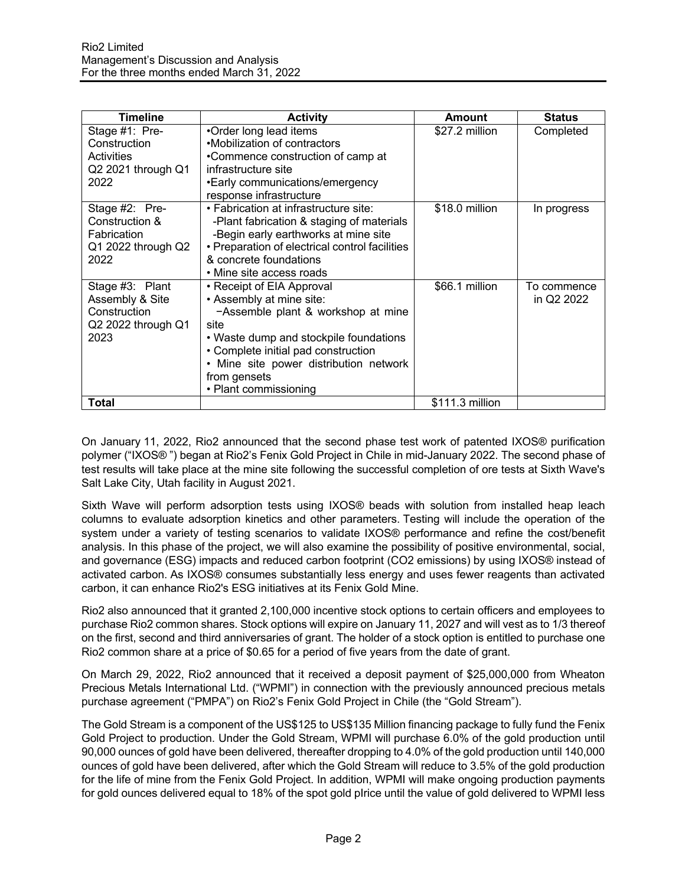| Timeline | Activity | Amount | Status |
| --- | --- | --- | --- |
| Stage #1: Pre-Construction Activities Q2 2021 through Q1 2022 | •Order long lead items •Mobilization of contractors •Commence construction of camp at infrastructure site •Early communications/emergency response infrastructure | $27.2 million | Completed |
| Stage #2: Pre-Construction & Fabrication Q1 2022 through Q2 2022 | • Fabrication at infrastructure site: -Plant fabrication & staging of materials -Begin early earthworks at mine site • Preparation of electrical control facilities & concrete foundations • Mine site access roads | $18.0 million | In progress |
| Stage #3: Plant Assembly & Site Construction Q2 2022 through Q1 2023 | • Receipt of EIA Approval • Assembly at mine site: −Assemble plant & workshop at mine site • Waste dump and stockpile foundations • Complete initial pad construction • Mine site power distribution network from gensets • Plant commissioning | $66.1 million | To commence in Q2 2022 |
| **Total** | | $111.3 million | |

On January 11, 2022, Rio2 announced that the second phase test work of patented IXOS® purification polymer ("IXOS® ") began at Rio2's Fenix Gold Project in Chile in mid-January 2022. The second phase of test results will take place at the mine site following the successful completion of ore tests at Sixth Wave's Salt Lake City, Utah facility in August 2021.

Sixth Wave will perform adsorption tests using IXOS® beads with solution from installed heap leach columns to evaluate adsorption kinetics and other parameters. Testing will include the operation of the system under a variety of testing scenarios to validate IXOS® performance and refine the cost/benefit analysis. In this phase of the project, we will also examine the possibility of positive environmental, social, and governance (ESG) impacts and reduced carbon footprint (CO2 emissions) by using IXOS® instead of activated carbon. As IXOS® consumes substantially less energy and uses fewer reagents than activated carbon, it can enhance Rio2's ESG initiatives at its Fenix Gold Mine.

Rio2 also announced that it granted 2,100,000 incentive stock options to certain officers and employees to purchase Rio2 common shares. Stock options will expire on January 11, 2027 and will vest as to 1/3 thereof on the first, second and third anniversaries of grant. The holder of a stock option is entitled to purchase one Rio2 common share at a price of $0.65 for a period of five years from the date of grant.

On March 29, 2022, Rio2 announced that it received a deposit payment of $25,000,000 from Wheaton Precious Metals International Ltd. ("WPMI") in connection with the previously announced precious metals purchase agreement ("PMPA") on Rio2's Fenix Gold Project in Chile (the "Gold Stream").

The Gold Stream is a component of the US$125 to US$135 Million financing package to fully fund the Fenix Gold Project to production. Under the Gold Stream, WPMI will purchase 6.0% of the gold production until 90,000 ounces of gold have been delivered, thereafter dropping to 4.0% of the gold production until 140,000 ounces of gold have been delivered, after which the Gold Stream will reduce to 3.5% of the gold production for the life of mine from the Fenix Gold Project. In addition, WPMI will make ongoing production payments for gold ounces delivered equal to 18% of the spot gold pIrice until the value of gold delivered to WPMI less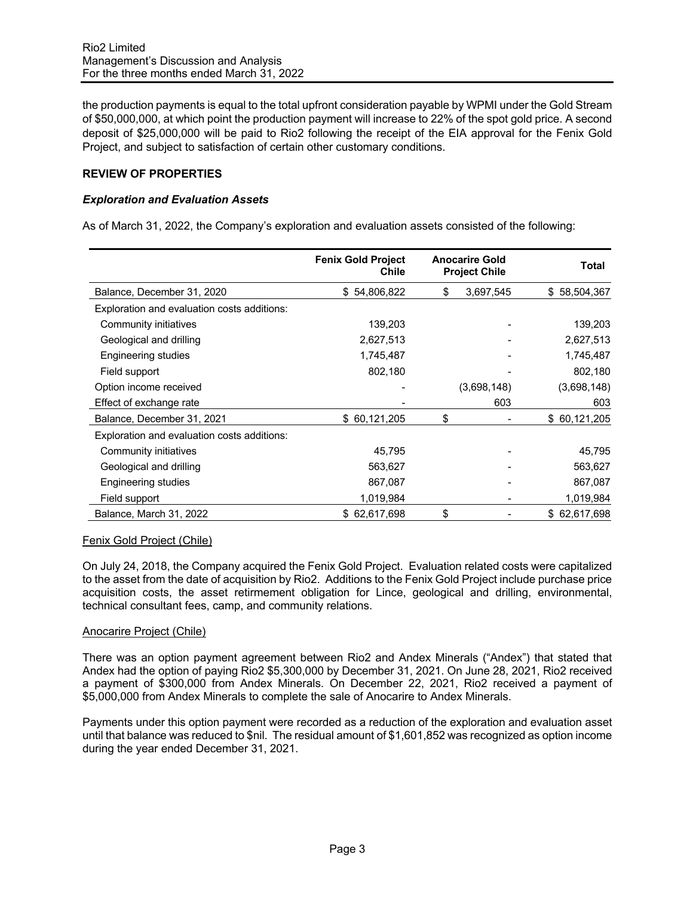the production payments is equal to the total upfront consideration payable by WPMI under the Gold Stream of $50,000,000, at which point the production payment will increase to 22% of the spot gold price. A second deposit of $25,000,000 will be paid to Rio2 following the receipt of the EIA approval for the Fenix Gold Project, and subject to satisfaction of certain other customary conditions.

## REVIEW OF PROPERTIES

### *Exploration and Evaluation Assets*

As of March 31, 2022, the Company's exploration and evaluation assets consisted of the following:

| | Fenix Gold Project Chile | Anocarire Gold Project Chile | Total |
|---|---|---|---|
| Balance, December 31, 2020 | $ 54,806,822 | $ 3,697,545 | $ 58,504,367 |
| Exploration and evaluation costs additions: | | | |
| Community initiatives | 139,203 | - | 139,203 |
| Geological and drilling | 2,627,513 | - | 2,627,513 |
| Engineering studies | 1,745,487 | - | 1,745,487 |
| Field support | 802,180 | - | 802,180 |
| Option income received | - | (3,698,148) | (3,698,148) |
| Effect of exchange rate | - | 603 | 603 |
| Balance, December 31, 2021 | $ 60,121,205 | $ - | $ 60,121,205 |
| Exploration and evaluation costs additions: | | | |
| Community initiatives | 45,795 | - | 45,795 |
| Geological and drilling | 563,627 | - | 563,627 |
| Engineering studies | 867,087 | - | 867,087 |
| Field support | 1,019,984 | - | 1,019,984 |
| Balance, March 31, 2022 | $ 62,617,698 | $ - | $ 62,617,698 |

Fenix Gold Project (Chile)

On July 24, 2018, the Company acquired the Fenix Gold Project. Evaluation related costs were capitalized to the asset from the date of acquisition by Rio2. Additions to the Fenix Gold Project include purchase price acquisition costs, the asset retirement obligation for Lince, geological and drilling, environmental, technical consultant fees, camp, and community relations.

Anocarire Project (Chile)

There was an option payment agreement between Rio2 and Andex Minerals ("Andex") that stated that Andex had the option of paying Rio2 $5,300,000 by December 31, 2021. On June 28, 2021, Rio2 received a payment of $300,000 from Andex Minerals. On December 22, 2021, Rio2 received a payment of $5,000,000 from Andex Minerals to complete the sale of Anocarire to Andex Minerals.

Payments under this option payment were recorded as a reduction of the exploration and evaluation asset until that balance was reduced to $nil. The residual amount of $1,601,852 was recognized as option income during the year ended December 31, 2021.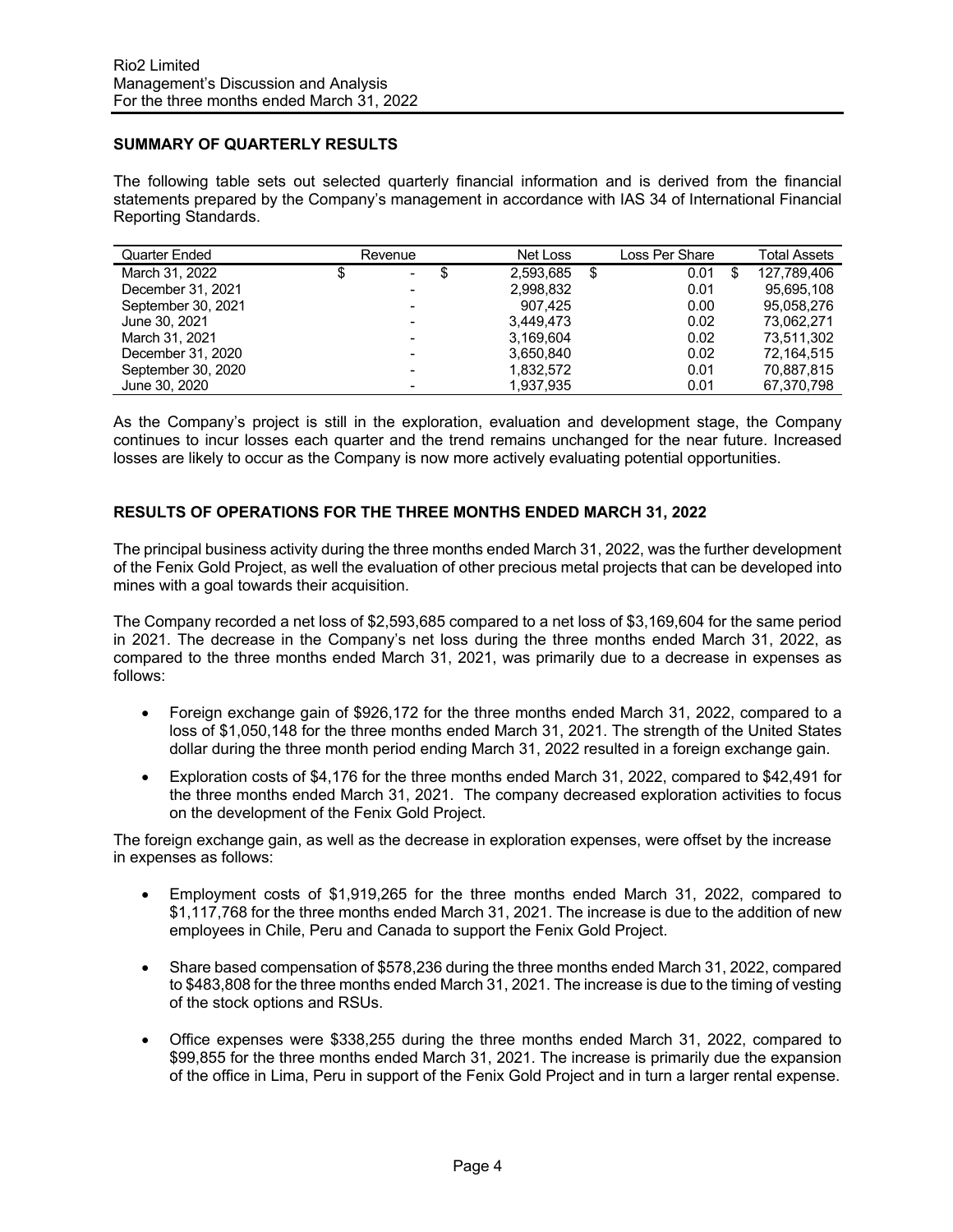## SUMMARY OF QUARTERLY RESULTS

The following table sets out selected quarterly financial information and is derived from the financial statements prepared by the Company's management in accordance with IAS 34 of International Financial Reporting Standards.

| Quarter Ended | Revenue | Net Loss | Loss Per Share | Total Assets |
|---|---|---|---|---|
| March 31, 2022 | $ - | $ 2,593,685 | $ 0.01 | $ 127,789,406 |
| December 31, 2021 | - | 2,998,832 | 0.01 | 95,695,108 |
| September 30, 2021 | - | 907,425 | 0.00 | 95,058,276 |
| June 30, 2021 | - | 3,449,473 | 0.02 | 73,062,271 |
| March 31, 2021 | - | 3,169,604 | 0.02 | 73,511,302 |
| December 31, 2020 | - | 3,650,840 | 0.02 | 72,164,515 |
| September 30, 2020 | - | 1,832,572 | 0.01 | 70,887,815 |
| June 30, 2020 | - | 1,937,935 | 0.01 | 67,370,798 |

As the Company's project is still in the exploration, evaluation and development stage, the Company continues to incur losses each quarter and the trend remains unchanged for the near future. Increased losses are likely to occur as the Company is now more actively evaluating potential opportunities.

## RESULTS OF OPERATIONS FOR THE THREE MONTHS ENDED MARCH 31, 2022

The principal business activity during the three months ended March 31, 2022, was the further development of the Fenix Gold Project, as well the evaluation of other precious metal projects that can be developed into mines with a goal towards their acquisition.

The Company recorded a net loss of $2,593,685 compared to a net loss of $3,169,604 for the same period in 2021. The decrease in the Company's net loss during the three months ended March 31, 2022, as compared to the three months ended March 31, 2021, was primarily due to a decrease in expenses as follows:

- Foreign exchange gain of $926,172 for the three months ended March 31, 2022, compared to a loss of $1,050,148 for the three months ended March 31, 2021. The strength of the United States dollar during the three month period ending March 31, 2022 resulted in a foreign exchange gain.
- Exploration costs of $4,176 for the three months ended March 31, 2022, compared to $42,491 for the three months ended March 31, 2021. The company decreased exploration activities to focus on the development of the Fenix Gold Project.

The foreign exchange gain, as well as the decrease in exploration expenses, were offset by the increase in expenses as follows:

- Employment costs of $1,919,265 for the three months ended March 31, 2022, compared to $1,117,768 for the three months ended March 31, 2021. The increase is due to the addition of new employees in Chile, Peru and Canada to support the Fenix Gold Project.
- Share based compensation of $578,236 during the three months ended March 31, 2022, compared to $483,808 for the three months ended March 31, 2021. The increase is due to the timing of vesting of the stock options and RSUs.
- Office expenses were $338,255 during the three months ended March 31, 2022, compared to $99,855 for the three months ended March 31, 2021. The increase is primarily due the expansion of the office in Lima, Peru in support of the Fenix Gold Project and in turn a larger rental expense.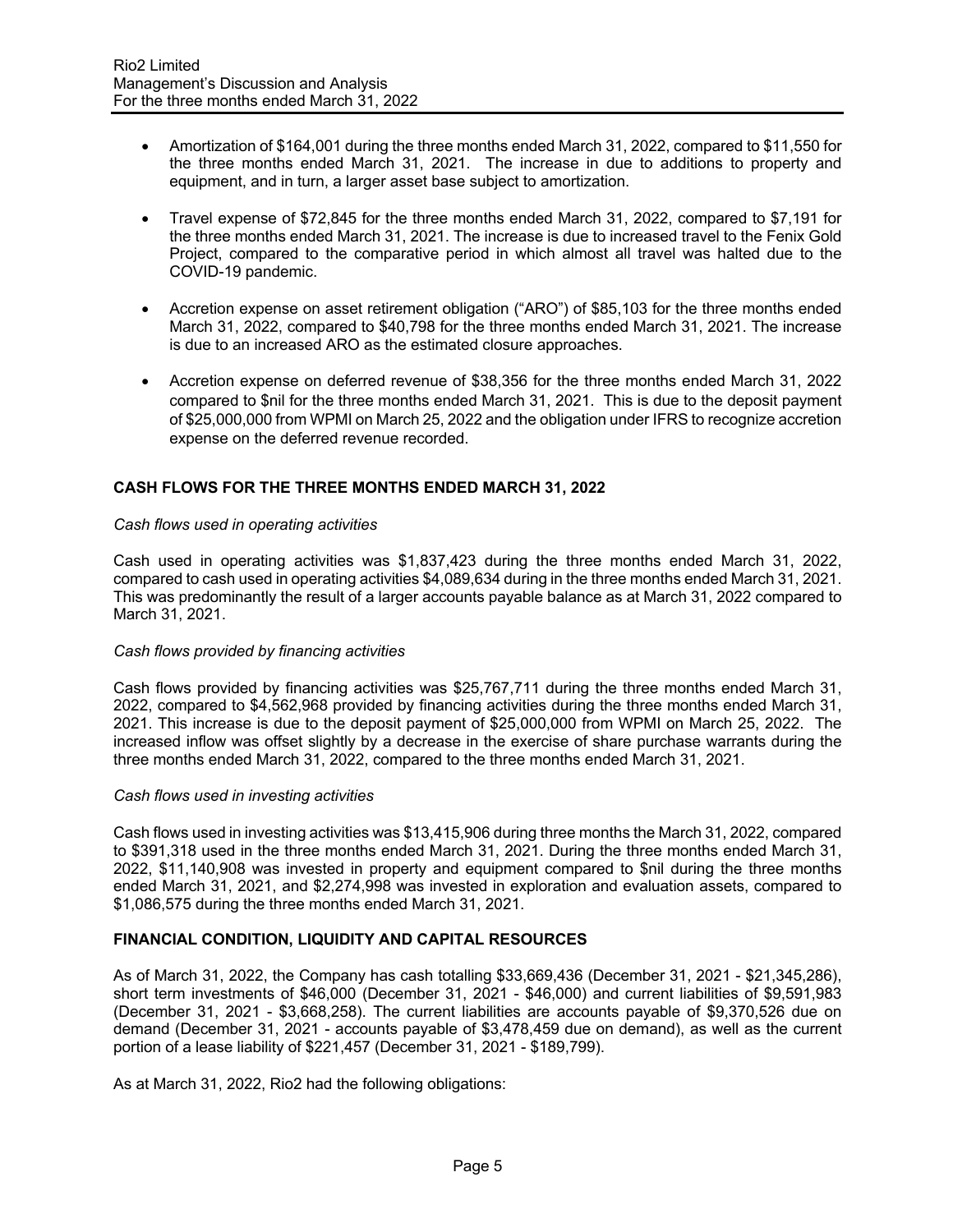- Amortization of $164,001 during the three months ended March 31, 2022, compared to $11,550 for the three months ended March 31, 2021. The increase in due to additions to property and equipment, and in turn, a larger asset base subject to amortization.

- Travel expense of $72,845 for the three months ended March 31, 2022, compared to $7,191 for the three months ended March 31, 2021. The increase is due to increased travel to the Fenix Gold Project, compared to the comparative period in which almost all travel was halted due to the COVID-19 pandemic.

- Accretion expense on asset retirement obligation ("ARO") of $85,103 for the three months ended March 31, 2022, compared to $40,798 for the three months ended March 31, 2021. The increase is due to an increased ARO as the estimated closure approaches.

- Accretion expense on deferred revenue of $38,356 for the three months ended March 31, 2022 compared to $nil for the three months ended March 31, 2021. This is due to the deposit payment of $25,000,000 from WPMI on March 25, 2022 and the obligation under IFRS to recognize accretion expense on the deferred revenue recorded.

## CASH FLOWS FOR THE THREE MONTHS ENDED MARCH 31, 2022

*Cash flows used in operating activities*

Cash used in operating activities was $1,837,423 during the three months ended March 31, 2022, compared to cash used in operating activities $4,089,634 during in the three months ended March 31, 2021. This was predominantly the result of a larger accounts payable balance as at March 31, 2022 compared to March 31, 2021.

*Cash flows provided by financing activities*

Cash flows provided by financing activities was $25,767,711 during the three months ended March 31, 2022, compared to $4,562,968 provided by financing activities during the three months ended March 31, 2021. This increase is due to the deposit payment of $25,000,000 from WPMI on March 25, 2022. The increased inflow was offset slightly by a decrease in the exercise of share purchase warrants during the three months ended March 31, 2022, compared to the three months ended March 31, 2021.

*Cash flows used in investing activities*

Cash flows used in investing activities was $13,415,906 during three months the March 31, 2022, compared to $391,318 used in the three months ended March 31, 2021. During the three months ended March 31, 2022, $11,140,908 was invested in property and equipment compared to $nil during the three months ended March 31, 2021, and $2,274,998 was invested in exploration and evaluation assets, compared to $1,086,575 during the three months ended March 31, 2021.

## FINANCIAL CONDITION, LIQUIDITY AND CAPITAL RESOURCES

As of March 31, 2022, the Company has cash totalling $33,669,436 (December 31, 2021 - $21,345,286), short term investments of $46,000 (December 31, 2021 - $46,000) and current liabilities of $9,591,983 (December 31, 2021 - $3,668,258). The current liabilities are accounts payable of $9,370,526 due on demand (December 31, 2021 - accounts payable of $3,478,459 due on demand), as well as the current portion of a lease liability of $221,457 (December 31, 2021 - $189,799).

As at March 31, 2022, Rio2 had the following obligations: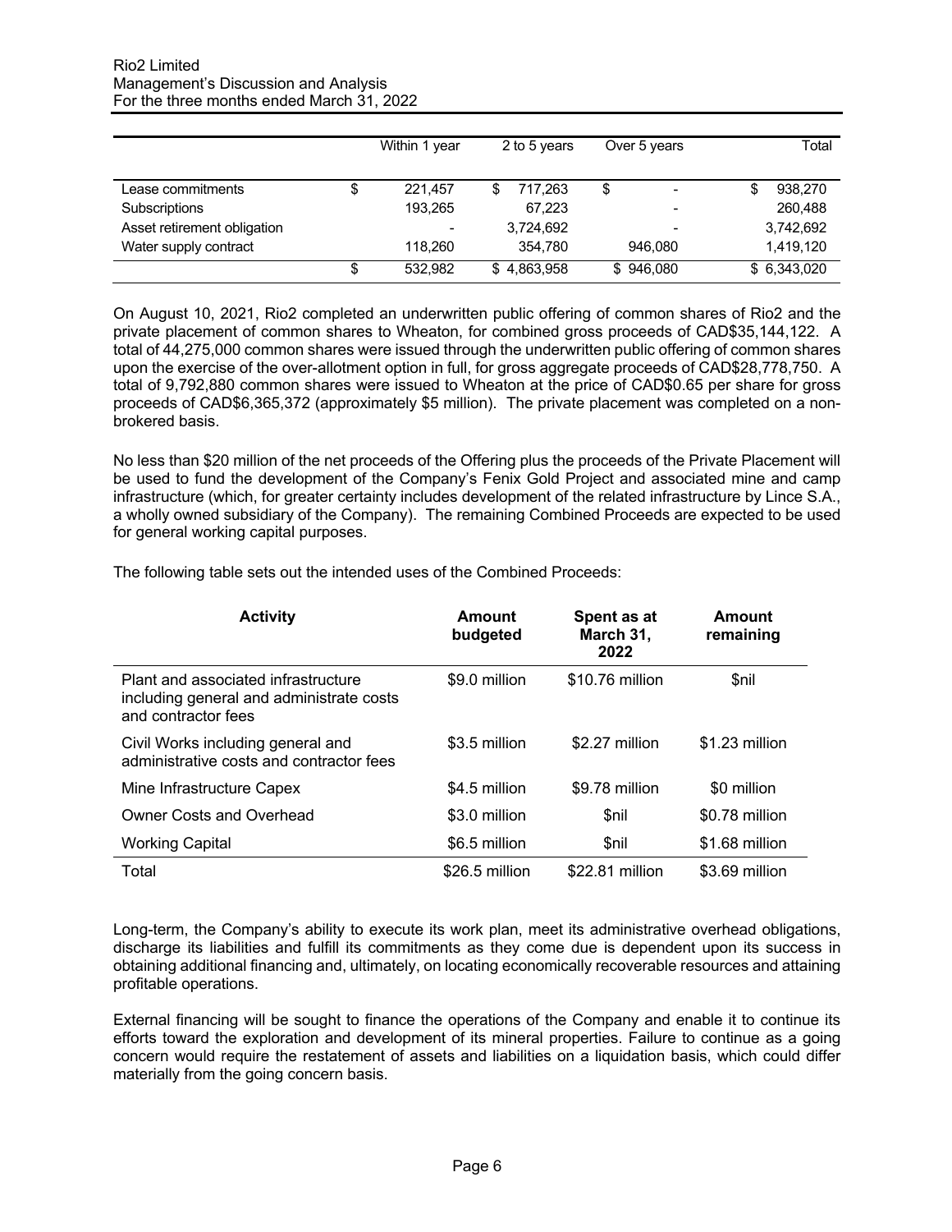| | Within 1 year | 2 to 5 years | Over 5 years | Total |
|---|---|---|---|---|
| Lease commitments | $ 221,457 | $ 717,263 | $ - | $ 938,270 |
| Subscriptions | 193,265 | 67,223 | - | 260,488 |
| Asset retirement obligation | - | 3,724,692 | - | 3,742,692 |
| Water supply contract | 118,260 | 354,780 | 946,080 | 1,419,120 |
| | $ 532,982 | $ 4,863,958 | $ 946,080 | $ 6,343,020 |

On August 10, 2021, Rio2 completed an underwritten public offering of common shares of Rio2 and the private placement of common shares to Wheaton, for combined gross proceeds of CAD$35,144,122. A total of 44,275,000 common shares were issued through the underwritten public offering of common shares upon the exercise of the over-allotment option in full, for gross aggregate proceeds of CAD$28,778,750. A total of 9,792,880 common shares were issued to Wheaton at the price of CAD$0.65 per share for gross proceeds of CAD$6,365,372 (approximately $5 million). The private placement was completed on a non-brokered basis.

No less than $20 million of the net proceeds of the Offering plus the proceeds of the Private Placement will be used to fund the development of the Company's Fenix Gold Project and associated mine and camp infrastructure (which, for greater certainty includes development of the related infrastructure by Lince S.A., a wholly owned subsidiary of the Company). The remaining Combined Proceeds are expected to be used for general working capital purposes.

The following table sets out the intended uses of the Combined Proceeds:

| Activity | Amount budgeted | Spent as at March 31, 2022 | Amount remaining |
|---|---|---|---|
| Plant and associated infrastructure including general and administrative costs and contractor fees | $9.0 million | $10.76 million | $nil |
| Civil Works including general and administrative costs and contractor fees | $3.5 million | $2.27 million | $1.23 million |
| Mine Infrastructure Capex | $4.5 million | $9.78 million | $0 million |
| Owner Costs and Overhead | $3.0 million | $nil | $0.78 million |
| Working Capital | $6.5 million | $nil | $1.68 million |
| Total | $26.5 million | $22.81 million | $3.69 million |

Long-term, the Company's ability to execute its work plan, meet its administrative overhead obligations, discharge its liabilities and fulfill its commitments as they come due is dependent upon its success in obtaining additional financing and, ultimately, on locating economically recoverable resources and attaining profitable operations.

External financing will be sought to finance the operations of the Company and enable it to continue its efforts toward the exploration and development of its mineral properties. Failure to continue as a going concern would require the restatement of assets and liabilities on a liquidation basis, which could differ materially from the going concern basis.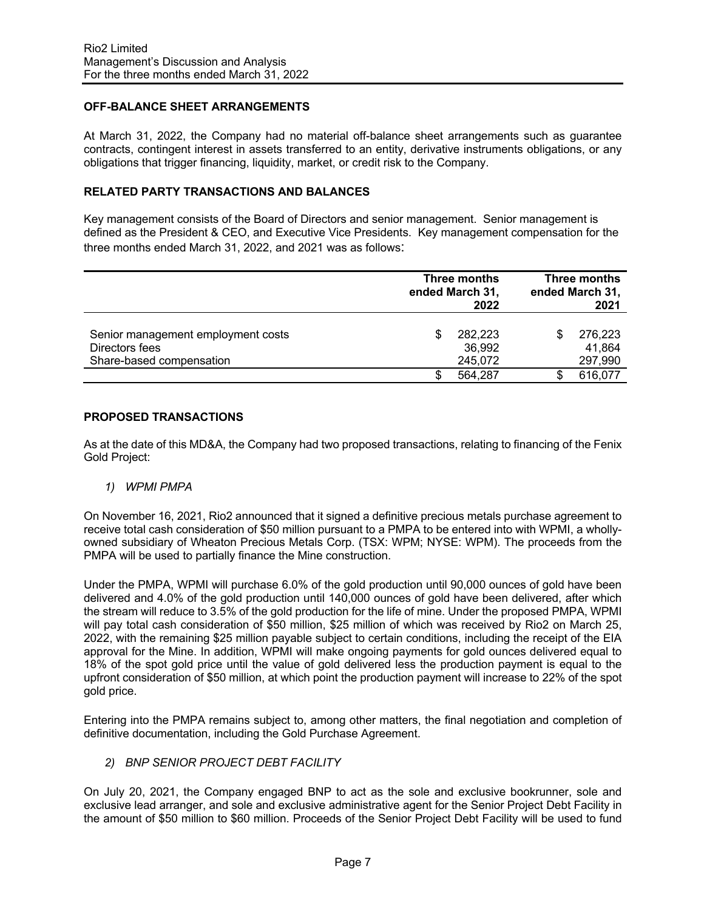## OFF-BALANCE SHEET ARRANGEMENTS

At March 31, 2022, the Company had no material off-balance sheet arrangements such as guarantee contracts, contingent interest in assets transferred to an entity, derivative instruments obligations, or any obligations that trigger financing, liquidity, market, or credit risk to the Company.

## RELATED PARTY TRANSACTIONS AND BALANCES

Key management consists of the Board of Directors and senior management. Senior management is defined as the President & CEO, and Executive Vice Presidents. Key management compensation for the three months ended March 31, 2022, and 2021 was as follows:

| | Three months ended March 31, 2022 | Three months ended March 31, 2021 |
|---|---|---|
| Senior management employment costs | $ 282,223 | $ 276,223 |
| Directors fees | 36,992 | 41,864 |
| Share-based compensation | 245,072 | 297,990 |
| | $ 564,287 | $ 616,077 |

## PROPOSED TRANSACTIONS

As at the date of this MD&A, the Company had two proposed transactions, relating to financing of the Fenix Gold Project:

*1) WPMI PMPA*

On November 16, 2021, Rio2 announced that it signed a definitive precious metals purchase agreement to receive total cash consideration of $50 million pursuant to a PMPA to be entered into with WPMI, a wholly-owned subsidiary of Wheaton Precious Metals Corp. (TSX: WPM; NYSE: WPM). The proceeds from the PMPA will be used to partially finance the Mine construction.

Under the PMPA, WPMI will purchase 6.0% of the gold production until 90,000 ounces of gold have been delivered and 4.0% of the gold production until 140,000 ounces of gold have been delivered, after which the stream will reduce to 3.5% of the gold production for the life of mine. Under the proposed PMPA, WPMI will pay total cash consideration of $50 million, $25 million of which was received by Rio2 on March 25, 2022, with the remaining $25 million payable subject to certain conditions, including the receipt of the EIA approval for the Mine. In addition, WPMI will make ongoing payments for gold ounces delivered equal to 18% of the spot gold price until the value of gold delivered less the production payment is equal to the upfront consideration of $50 million, at which point the production payment will increase to 22% of the spot gold price.

Entering into the PMPA remains subject to, among other matters, the final negotiation and completion of definitive documentation, including the Gold Purchase Agreement.

*2) BNP SENIOR PROJECT DEBT FACILITY*

On July 20, 2021, the Company engaged BNP to act as the sole and exclusive bookrunner, sole and exclusive lead arranger, and sole and exclusive administrative agent for the Senior Project Debt Facility in the amount of $50 million to $60 million. Proceeds of the Senior Project Debt Facility will be used to fund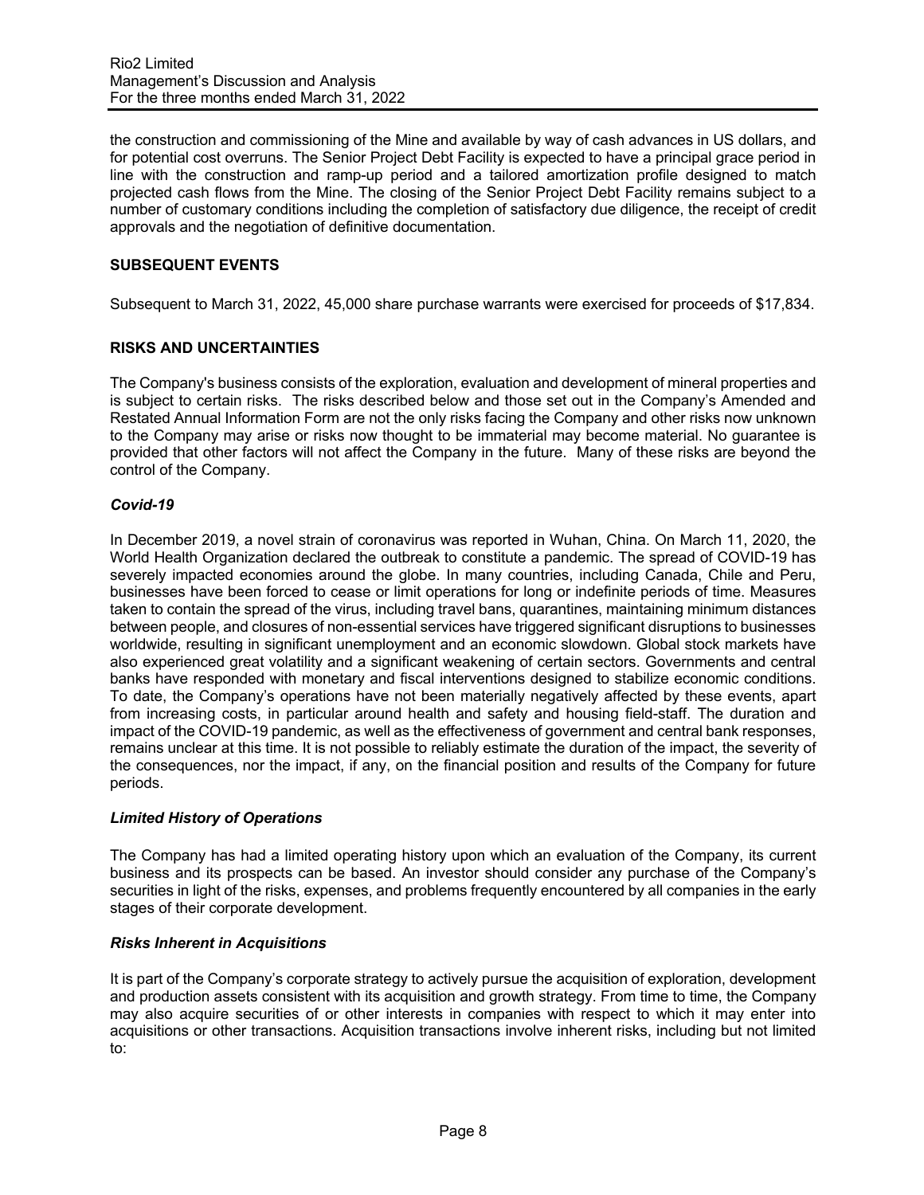the construction and commissioning of the Mine and available by way of cash advances in US dollars, and for potential cost overruns. The Senior Project Debt Facility is expected to have a principal grace period in line with the construction and ramp-up period and a tailored amortization profile designed to match projected cash flows from the Mine. The closing of the Senior Project Debt Facility remains subject to a number of customary conditions including the completion of satisfactory due diligence, the receipt of credit approvals and the negotiation of definitive documentation.

## SUBSEQUENT EVENTS

Subsequent to March 31, 2022, 45,000 share purchase warrants were exercised for proceeds of $17,834.

## RISKS AND UNCERTAINTIES

The Company's business consists of the exploration, evaluation and development of mineral properties and is subject to certain risks. The risks described below and those set out in the Company's Amended and Restated Annual Information Form are not the only risks facing the Company and other risks now unknown to the Company may arise or risks now thought to be immaterial may become material. No guarantee is provided that other factors will not affect the Company in the future. Many of these risks are beyond the control of the Company.

### *Covid-19*

In December 2019, a novel strain of coronavirus was reported in Wuhan, China. On March 11, 2020, the World Health Organization declared the outbreak to constitute a pandemic. The spread of COVID-19 has severely impacted economies around the globe. In many countries, including Canada, Chile and Peru, businesses have been forced to cease or limit operations for long or indefinite periods of time. Measures taken to contain the spread of the virus, including travel bans, quarantines, maintaining minimum distances between people, and closures of non-essential services have triggered significant disruptions to businesses worldwide, resulting in significant unemployment and an economic slowdown. Global stock markets have also experienced great volatility and a significant weakening of certain sectors. Governments and central banks have responded with monetary and fiscal interventions designed to stabilize economic conditions. To date, the Company's operations have not been materially negatively affected by these events, apart from increasing costs, in particular around health and safety and housing field-staff. The duration and impact of the COVID-19 pandemic, as well as the effectiveness of government and central bank responses, remains unclear at this time. It is not possible to reliably estimate the duration of the impact, the severity of the consequences, nor the impact, if any, on the financial position and results of the Company for future periods.

### *Limited History of Operations*

The Company has had a limited operating history upon which an evaluation of the Company, its current business and its prospects can be based. An investor should consider any purchase of the Company's securities in light of the risks, expenses, and problems frequently encountered by all companies in the early stages of their corporate development.

### *Risks Inherent in Acquisitions*

It is part of the Company's corporate strategy to actively pursue the acquisition of exploration, development and production assets consistent with its acquisition and growth strategy. From time to time, the Company may also acquire securities of or other interests in companies with respect to which it may enter into acquisitions or other transactions. Acquisition transactions involve inherent risks, including but not limited to: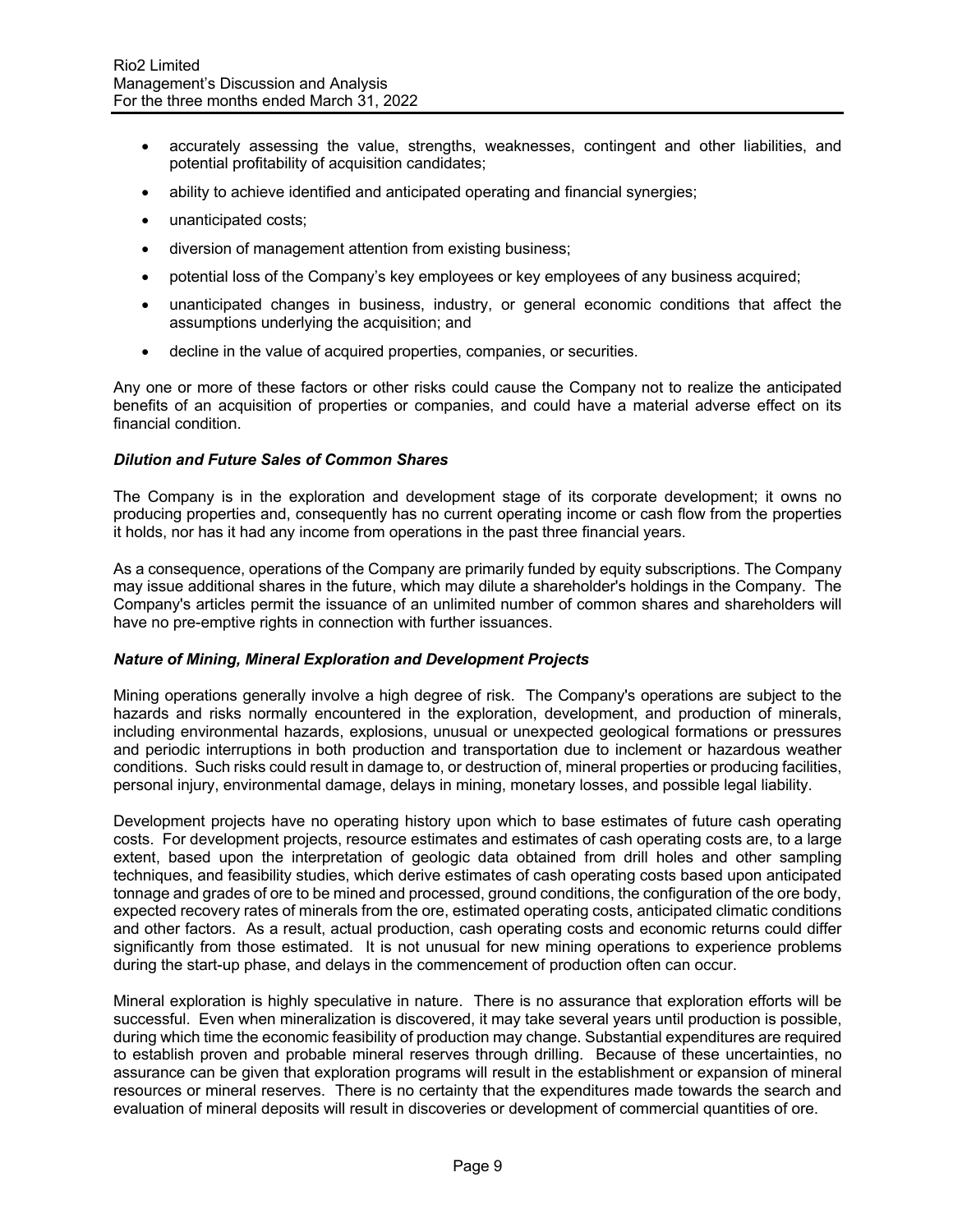- accurately assessing the value, strengths, weaknesses, contingent and other liabilities, and potential profitability of acquisition candidates;
- ability to achieve identified and anticipated operating and financial synergies;
- unanticipated costs;
- diversion of management attention from existing business;
- potential loss of the Company's key employees or key employees of any business acquired;
- unanticipated changes in business, industry, or general economic conditions that affect the assumptions underlying the acquisition; and
- decline in the value of acquired properties, companies, or securities.

Any one or more of these factors or other risks could cause the Company not to realize the anticipated benefits of an acquisition of properties or companies, and could have a material adverse effect on its financial condition.

***Dilution and Future Sales of Common Shares***

The Company is in the exploration and development stage of its corporate development; it owns no producing properties and, consequently has no current operating income or cash flow from the properties it holds, nor has it had any income from operations in the past three financial years.

As a consequence, operations of the Company are primarily funded by equity subscriptions. The Company may issue additional shares in the future, which may dilute a shareholder's holdings in the Company. The Company's articles permit the issuance of an unlimited number of common shares and shareholders will have no pre-emptive rights in connection with further issuances.

***Nature of Mining, Mineral Exploration and Development Projects***

Mining operations generally involve a high degree of risk. The Company's operations are subject to the hazards and risks normally encountered in the exploration, development, and production of minerals, including environmental hazards, explosions, unusual or unexpected geological formations or pressures and periodic interruptions in both production and transportation due to inclement or hazardous weather conditions. Such risks could result in damage to, or destruction of, mineral properties or producing facilities, personal injury, environmental damage, delays in mining, monetary losses, and possible legal liability.

Development projects have no operating history upon which to base estimates of future cash operating costs. For development projects, resource estimates and estimates of cash operating costs are, to a large extent, based upon the interpretation of geologic data obtained from drill holes and other sampling techniques, and feasibility studies, which derive estimates of cash operating costs based upon anticipated tonnage and grades of ore to be mined and processed, ground conditions, the configuration of the ore body, expected recovery rates of minerals from the ore, estimated operating costs, anticipated climatic conditions and other factors. As a result, actual production, cash operating costs and economic returns could differ significantly from those estimated. It is not unusual for new mining operations to experience problems during the start-up phase, and delays in the commencement of production often can occur.

Mineral exploration is highly speculative in nature. There is no assurance that exploration efforts will be successful. Even when mineralization is discovered, it may take several years until production is possible, during which time the economic feasibility of production may change. Substantial expenditures are required to establish proven and probable mineral reserves through drilling. Because of these uncertainties, no assurance can be given that exploration programs will result in the establishment or expansion of mineral resources or mineral reserves. There is no certainty that the expenditures made towards the search and evaluation of mineral deposits will result in discoveries or development of commercial quantities of ore.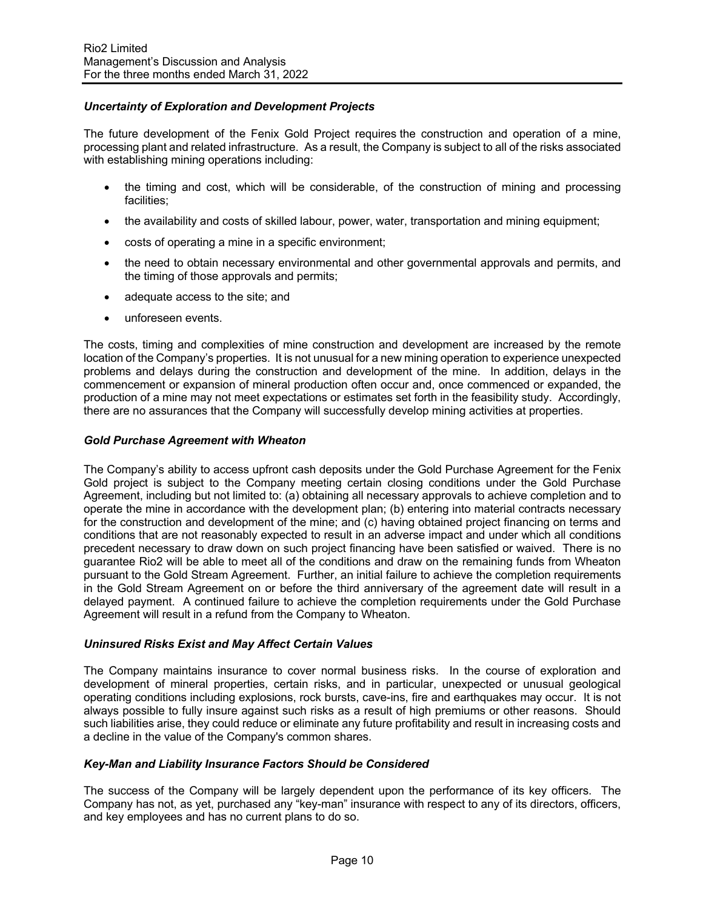### *Uncertainty of Exploration and Development Projects*

The future development of the Fenix Gold Project requires the construction and operation of a mine, processing plant and related infrastructure. As a result, the Company is subject to all of the risks associated with establishing mining operations including:

- the timing and cost, which will be considerable, of the construction of mining and processing facilities;
- the availability and costs of skilled labour, power, water, transportation and mining equipment;
- costs of operating a mine in a specific environment;
- the need to obtain necessary environmental and other governmental approvals and permits, and the timing of those approvals and permits;
- adequate access to the site; and
- unforeseen events.

The costs, timing and complexities of mine construction and development are increased by the remote location of the Company's properties. It is not unusual for a new mining operation to experience unexpected problems and delays during the construction and development of the mine. In addition, delays in the commencement or expansion of mineral production often occur and, once commenced or expanded, the production of a mine may not meet expectations or estimates set forth in the feasibility study. Accordingly, there are no assurances that the Company will successfully develop mining activities at properties.

### *Gold Purchase Agreement with Wheaton*

The Company's ability to access upfront cash deposits under the Gold Purchase Agreement for the Fenix Gold project is subject to the Company meeting certain closing conditions under the Gold Purchase Agreement, including but not limited to: (a) obtaining all necessary approvals to achieve completion and to operate the mine in accordance with the development plan; (b) entering into material contracts necessary for the construction and development of the mine; and (c) having obtained project financing on terms and conditions that are not reasonably expected to result in an adverse impact and under which all conditions precedent necessary to draw down on such project financing have been satisfied or waived. There is no guarantee Rio2 will be able to meet all of the conditions and draw on the remaining funds from Wheaton pursuant to the Gold Stream Agreement. Further, an initial failure to achieve the completion requirements in the Gold Stream Agreement on or before the third anniversary of the agreement date will result in a delayed payment. A continued failure to achieve the completion requirements under the Gold Purchase Agreement will result in a refund from the Company to Wheaton.

### *Uninsured Risks Exist and May Affect Certain Values*

The Company maintains insurance to cover normal business risks. In the course of exploration and development of mineral properties, certain risks, and in particular, unexpected or unusual geological operating conditions including explosions, rock bursts, cave-ins, fire and earthquakes may occur. It is not always possible to fully insure against such risks as a result of high premiums or other reasons. Should such liabilities arise, they could reduce or eliminate any future profitability and result in increasing costs and a decline in the value of the Company's common shares.

### *Key-Man and Liability Insurance Factors Should be Considered*

The success of the Company will be largely dependent upon the performance of its key officers. The Company has not, as yet, purchased any "key-man" insurance with respect to any of its directors, officers, and key employees and has no current plans to do so.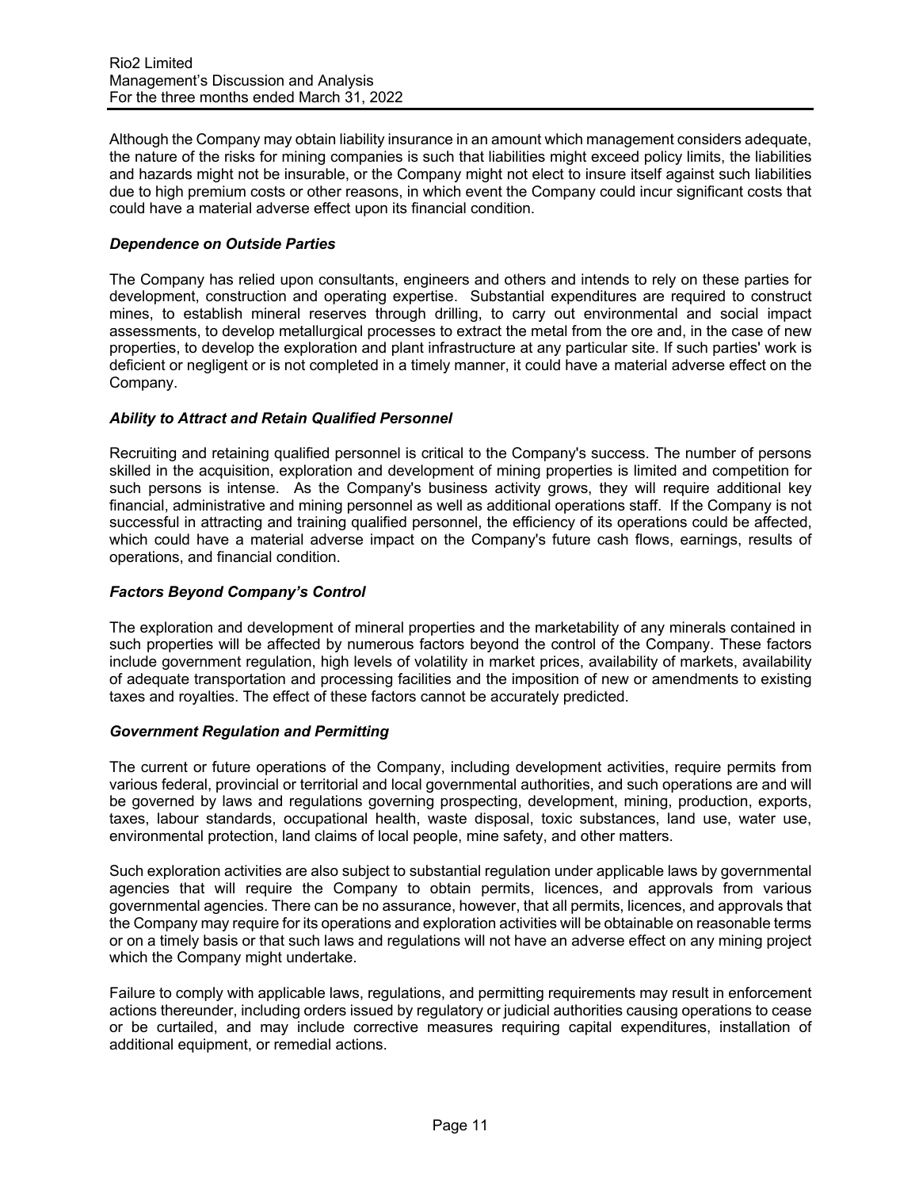Although the Company may obtain liability insurance in an amount which management considers adequate, the nature of the risks for mining companies is such that liabilities might exceed policy limits, the liabilities and hazards might not be insurable, or the Company might not elect to insure itself against such liabilities due to high premium costs or other reasons, in which event the Company could incur significant costs that could have a material adverse effect upon its financial condition.

***Dependence on Outside Parties***

The Company has relied upon consultants, engineers and others and intends to rely on these parties for development, construction and operating expertise. Substantial expenditures are required to construct mines, to establish mineral reserves through drilling, to carry out environmental and social impact assessments, to develop metallurgical processes to extract the metal from the ore and, in the case of new properties, to develop the exploration and plant infrastructure at any particular site. If such parties' work is deficient or negligent or is not completed in a timely manner, it could have a material adverse effect on the Company.

***Ability to Attract and Retain Qualified Personnel***

Recruiting and retaining qualified personnel is critical to the Company's success. The number of persons skilled in the acquisition, exploration and development of mining properties is limited and competition for such persons is intense. As the Company's business activity grows, they will require additional key financial, administrative and mining personnel as well as additional operations staff. If the Company is not successful in attracting and training qualified personnel, the efficiency of its operations could be affected, which could have a material adverse impact on the Company's future cash flows, earnings, results of operations, and financial condition.

***Factors Beyond Company's Control***

The exploration and development of mineral properties and the marketability of any minerals contained in such properties will be affected by numerous factors beyond the control of the Company. These factors include government regulation, high levels of volatility in market prices, availability of markets, availability of adequate transportation and processing facilities and the imposition of new or amendments to existing taxes and royalties. The effect of these factors cannot be accurately predicted.

***Government Regulation and Permitting***

The current or future operations of the Company, including development activities, require permits from various federal, provincial or territorial and local governmental authorities, and such operations are and will be governed by laws and regulations governing prospecting, development, mining, production, exports, taxes, labour standards, occupational health, waste disposal, toxic substances, land use, water use, environmental protection, land claims of local people, mine safety, and other matters.

Such exploration activities are also subject to substantial regulation under applicable laws by governmental agencies that will require the Company to obtain permits, licences, and approvals from various governmental agencies. There can be no assurance, however, that all permits, licences, and approvals that the Company may require for its operations and exploration activities will be obtainable on reasonable terms or on a timely basis or that such laws and regulations will not have an adverse effect on any mining project which the Company might undertake.

Failure to comply with applicable laws, regulations, and permitting requirements may result in enforcement actions thereunder, including orders issued by regulatory or judicial authorities causing operations to cease or be curtailed, and may include corrective measures requiring capital expenditures, installation of additional equipment, or remedial actions.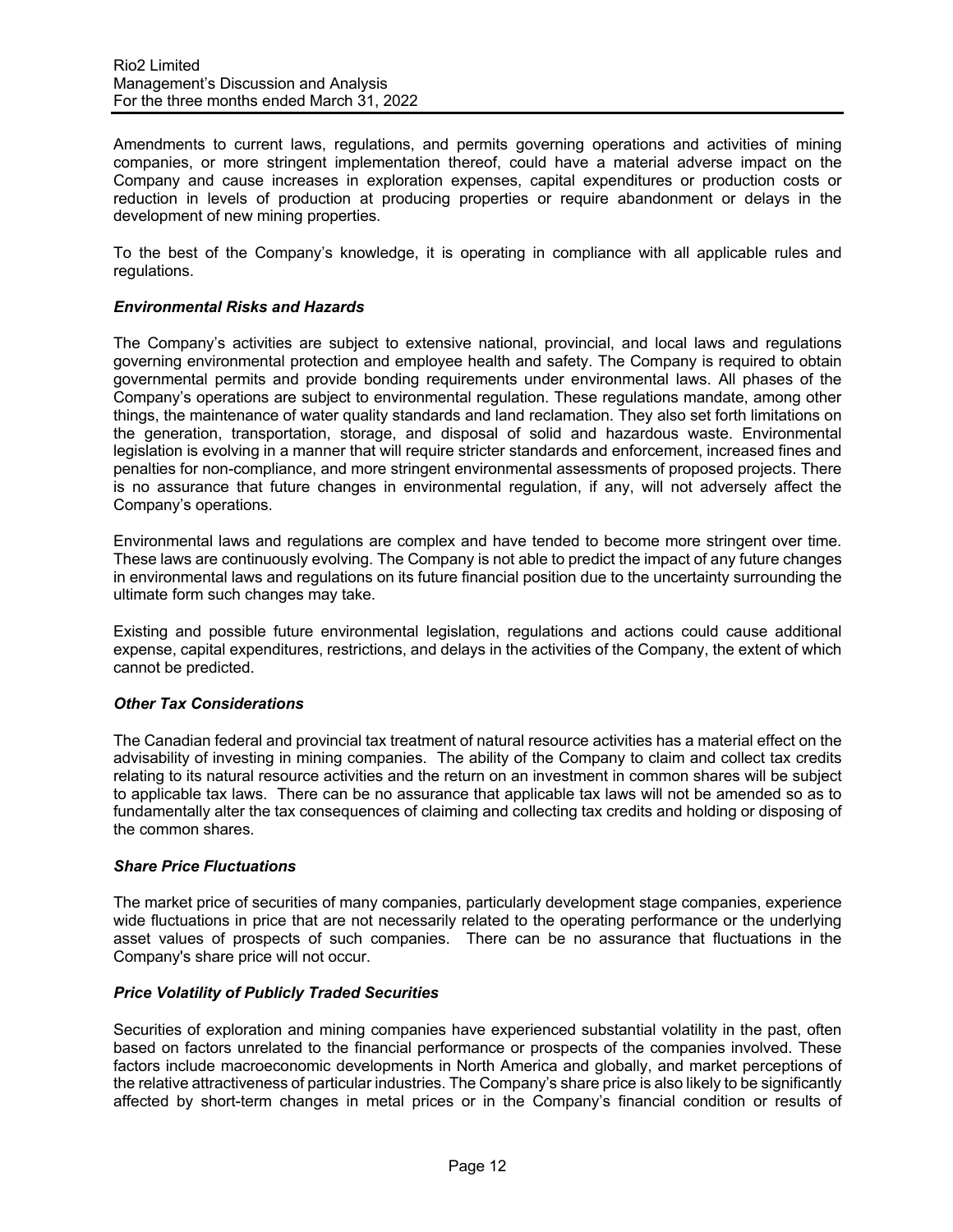Amendments to current laws, regulations, and permits governing operations and activities of mining companies, or more stringent implementation thereof, could have a material adverse impact on the Company and cause increases in exploration expenses, capital expenditures or production costs or reduction in levels of production at producing properties or require abandonment or delays in the development of new mining properties.

To the best of the Company's knowledge, it is operating in compliance with all applicable rules and regulations.

### *Environmental Risks and Hazards*

The Company's activities are subject to extensive national, provincial, and local laws and regulations governing environmental protection and employee health and safety. The Company is required to obtain governmental permits and provide bonding requirements under environmental laws. All phases of the Company's operations are subject to environmental regulation. These regulations mandate, among other things, the maintenance of water quality standards and land reclamation. They also set forth limitations on the generation, transportation, storage, and disposal of solid and hazardous waste. Environmental legislation is evolving in a manner that will require stricter standards and enforcement, increased fines and penalties for non-compliance, and more stringent environmental assessments of proposed projects. There is no assurance that future changes in environmental regulation, if any, will not adversely affect the Company's operations.

Environmental laws and regulations are complex and have tended to become more stringent over time. These laws are continuously evolving. The Company is not able to predict the impact of any future changes in environmental laws and regulations on its future financial position due to the uncertainty surrounding the ultimate form such changes may take.

Existing and possible future environmental legislation, regulations and actions could cause additional expense, capital expenditures, restrictions, and delays in the activities of the Company, the extent of which cannot be predicted.

### *Other Tax Considerations*

The Canadian federal and provincial tax treatment of natural resource activities has a material effect on the advisability of investing in mining companies. The ability of the Company to claim and collect tax credits relating to its natural resource activities and the return on an investment in common shares will be subject to applicable tax laws. There can be no assurance that applicable tax laws will not be amended so as to fundamentally alter the tax consequences of claiming and collecting tax credits and holding or disposing of the common shares.

### *Share Price Fluctuations*

The market price of securities of many companies, particularly development stage companies, experience wide fluctuations in price that are not necessarily related to the operating performance or the underlying asset values of prospects of such companies. There can be no assurance that fluctuations in the Company's share price will not occur.

### *Price Volatility of Publicly Traded Securities*

Securities of exploration and mining companies have experienced substantial volatility in the past, often based on factors unrelated to the financial performance or prospects of the companies involved. These factors include macroeconomic developments in North America and globally, and market perceptions of the relative attractiveness of particular industries. The Company's share price is also likely to be significantly affected by short-term changes in metal prices or in the Company's financial condition or results of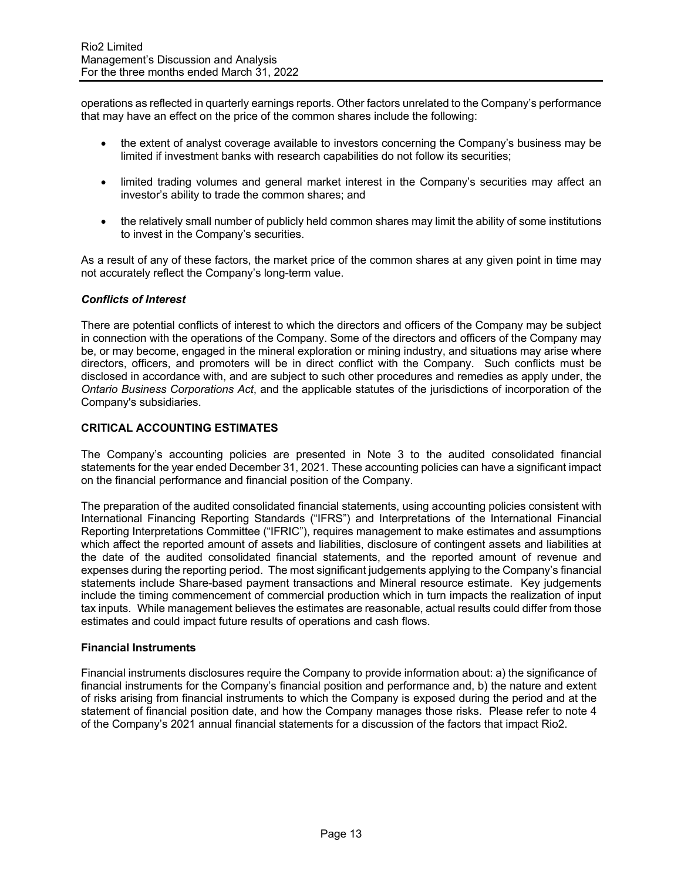operations as reflected in quarterly earnings reports. Other factors unrelated to the Company's performance that may have an effect on the price of the common shares include the following:

- the extent of analyst coverage available to investors concerning the Company's business may be limited if investment banks with research capabilities do not follow its securities;
- limited trading volumes and general market interest in the Company's securities may affect an investor's ability to trade the common shares; and
- the relatively small number of publicly held common shares may limit the ability of some institutions to invest in the Company's securities.

As a result of any of these factors, the market price of the common shares at any given point in time may not accurately reflect the Company's long-term value.

### *Conflicts of Interest*

There are potential conflicts of interest to which the directors and officers of the Company may be subject in connection with the operations of the Company. Some of the directors and officers of the Company may be, or may become, engaged in the mineral exploration or mining industry, and situations may arise where directors, officers, and promoters will be in direct conflict with the Company. Such conflicts must be disclosed in accordance with, and are subject to such other procedures and remedies as apply under, the *Ontario Business Corporations Act*, and the applicable statutes of the jurisdictions of incorporation of the Company's subsidiaries.

## CRITICAL ACCOUNTING ESTIMATES

The Company's accounting policies are presented in Note 3 to the audited consolidated financial statements for the year ended December 31, 2021. These accounting policies can have a significant impact on the financial performance and financial position of the Company.

The preparation of the audited consolidated financial statements, using accounting policies consistent with International Financing Reporting Standards ("IFRS") and Interpretations of the International Financial Reporting Interpretations Committee ("IFRIC"), requires management to make estimates and assumptions which affect the reported amount of assets and liabilities, disclosure of contingent assets and liabilities at the date of the audited consolidated financial statements, and the reported amount of revenue and expenses during the reporting period. The most significant judgements applying to the Company's financial statements include Share-based payment transactions and Mineral resource estimate. Key judgements include the timing commencement of commercial production which in turn impacts the realization of input tax inputs. While management believes the estimates are reasonable, actual results could differ from those estimates and could impact future results of operations and cash flows.

### Financial Instruments

Financial instruments disclosures require the Company to provide information about: a) the significance of financial instruments for the Company's financial position and performance and, b) the nature and extent of risks arising from financial instruments to which the Company is exposed during the period and at the statement of financial position date, and how the Company manages those risks. Please refer to note 4 of the Company's 2021 annual financial statements for a discussion of the factors that impact Rio2.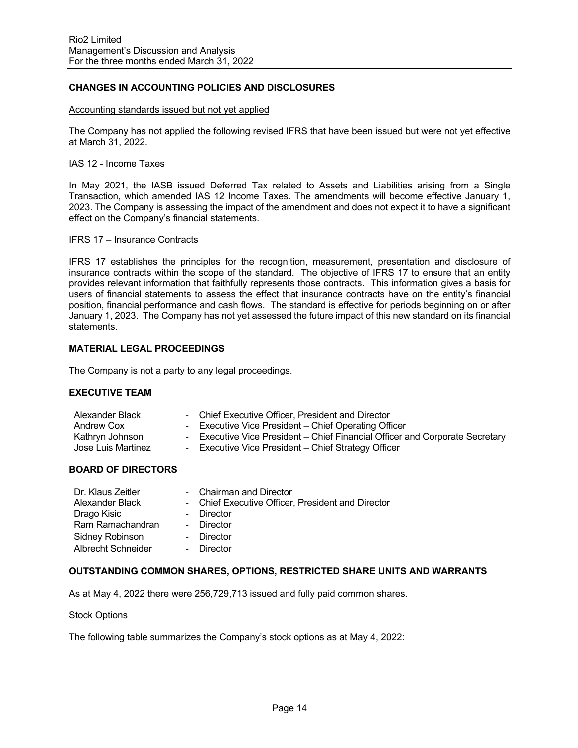## CHANGES IN ACCOUNTING POLICIES AND DISCLOSURES

Accounting standards issued but not yet applied

The Company has not applied the following revised IFRS that have been issued but were not yet effective at March 31, 2022.

IAS 12 - Income Taxes

In May 2021, the IASB issued Deferred Tax related to Assets and Liabilities arising from a Single Transaction, which amended IAS 12 Income Taxes. The amendments will become effective January 1, 2023. The Company is assessing the impact of the amendment and does not expect it to have a significant effect on the Company's financial statements.

IFRS 17 – Insurance Contracts

IFRS 17 establishes the principles for the recognition, measurement, presentation and disclosure of insurance contracts within the scope of the standard. The objective of IFRS 17 to ensure that an entity provides relevant information that faithfully represents those contracts. This information gives a basis for users of financial statements to assess the effect that insurance contracts have on the entity's financial position, financial performance and cash flows. The standard is effective for periods beginning on or after January 1, 2023. The Company has not yet assessed the future impact of this new standard on its financial statements.

## MATERIAL LEGAL PROCEEDINGS

The Company is not a party to any legal proceedings.

## EXECUTIVE TEAM

| | |
|---|---|
| Alexander Black | - Chief Executive Officer, President and Director |
| Andrew Cox | - Executive Vice President – Chief Operating Officer |
| Kathryn Johnson | - Executive Vice President – Chief Financial Officer and Corporate Secretary |
| Jose Luis Martinez | - Executive Vice President – Chief Strategy Officer |

## BOARD OF DIRECTORS

| | |
|---|---|
| Dr. Klaus Zeitler | - Chairman and Director |
| Alexander Black | - Chief Executive Officer, President and Director |
| Drago Kisic | - Director |
| Ram Ramachandran | - Director |
| Sidney Robinson | - Director |
| Albrecht Schneider | - Director |

## OUTSTANDING COMMON SHARES, OPTIONS, RESTRICTED SHARE UNITS AND WARRANTS

As at May 4, 2022 there were 256,729,713 issued and fully paid common shares.

Stock Options

The following table summarizes the Company's stock options as at May 4, 2022: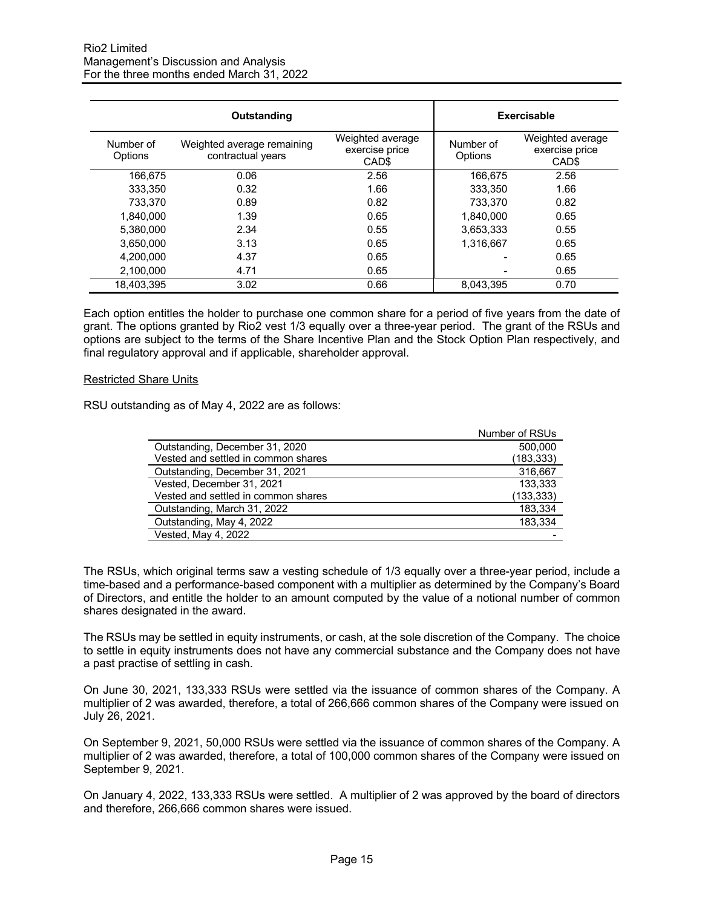| Outstanding | | | Exercisable | |
|---|---|---|---|---|
| Number of Options | Weighted average remaining contractual years | Weighted average exercise price CAD$ | Number of Options | Weighted average exercise price CAD$ |
| 166,675 | 0.06 | 2.56 | 166,675 | 2.56 |
| 333,350 | 0.32 | 1.66 | 333,350 | 1.66 |
| 733,370 | 0.89 | 0.82 | 733,370 | 0.82 |
| 1,840,000 | 1.39 | 0.65 | 1,840,000 | 0.65 |
| 5,380,000 | 2.34 | 0.55 | 3,653,333 | 0.55 |
| 3,650,000 | 3.13 | 0.65 | 1,316,667 | 0.65 |
| 4,200,000 | 4.37 | 0.65 | - | 0.65 |
| 2,100,000 | 4.71 | 0.65 | - | 0.65 |
| 18,403,395 | 3.02 | 0.66 | 8,043,395 | 0.70 |

Each option entitles the holder to purchase one common share for a period of five years from the date of grant. The options granted by Rio2 vest 1/3 equally over a three-year period. The grant of the RSUs and options are subject to the terms of the Share Incentive Plan and the Stock Option Plan respectively, and final regulatory approval and if applicable, shareholder approval.

Restricted Share Units

RSU outstanding as of May 4, 2022 are as follows:

| | Number of RSUs |
|---|---|
| Outstanding, December 31, 2020 | 500,000 |
| Vested and settled in common shares | (183,333) |
| Outstanding, December 31, 2021 | 316,667 |
| Vested, December 31, 2021 | 133,333 |
| Vested and settled in common shares | (133,333) |
| Outstanding, March 31, 2022 | 183,334 |
| Outstanding, May 4, 2022 | 183,334 |
| Vested, May 4, 2022 | - |

The RSUs, which original terms saw a vesting schedule of 1/3 equally over a three-year period, include a time-based and a performance-based component with a multiplier as determined by the Company's Board of Directors, and entitle the holder to an amount computed by the value of a notional number of common shares designated in the award.

The RSUs may be settled in equity instruments, or cash, at the sole discretion of the Company. The choice to settle in equity instruments does not have any commercial substance and the Company does not have a past practise of settling in cash.

On June 30, 2021, 133,333 RSUs were settled via the issuance of common shares of the Company. A multiplier of 2 was awarded, therefore, a total of 266,666 common shares of the Company were issued on July 26, 2021.

On September 9, 2021, 50,000 RSUs were settled via the issuance of common shares of the Company. A multiplier of 2 was awarded, therefore, a total of 100,000 common shares of the Company were issued on September 9, 2021.

On January 4, 2022, 133,333 RSUs were settled. A multiplier of 2 was approved by the board of directors and therefore, 266,666 common shares were issued.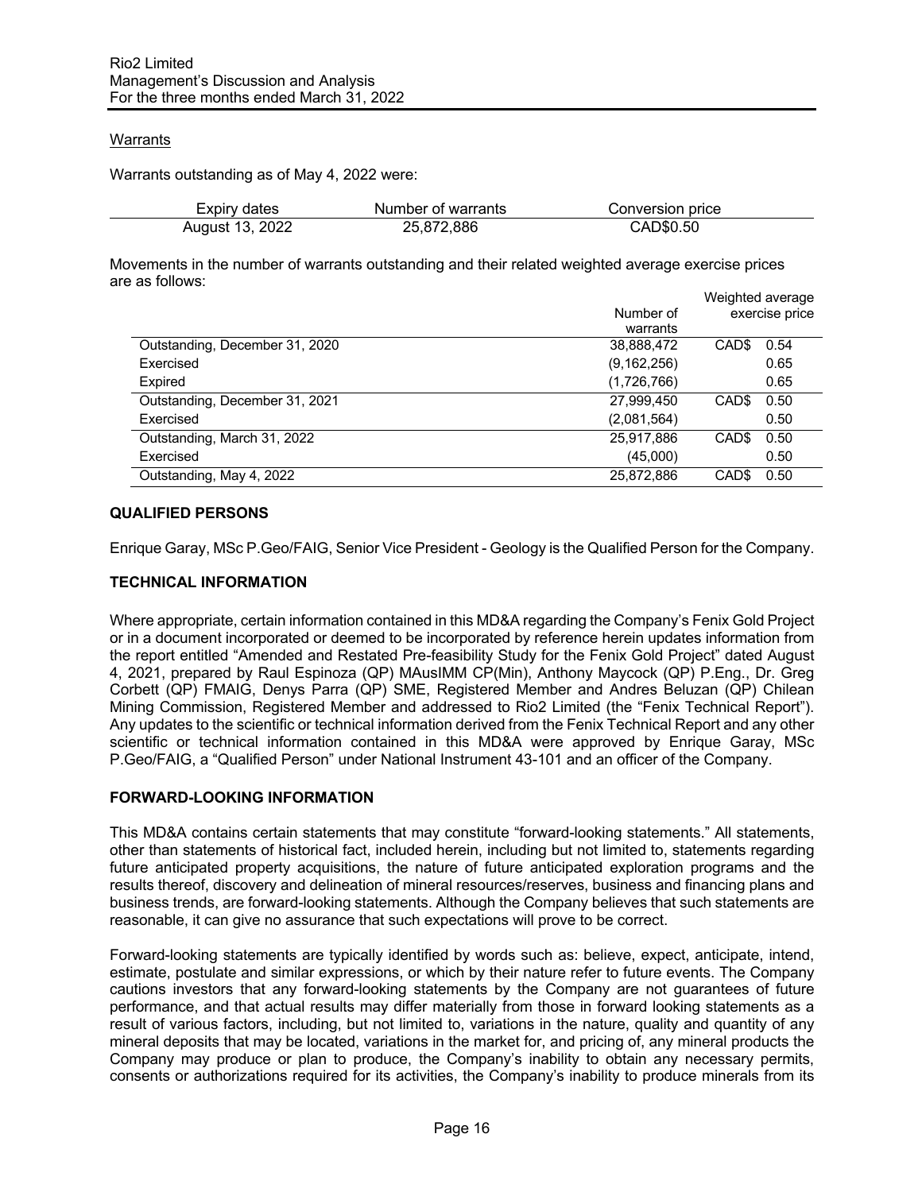Warrants

Warrants outstanding as of May 4, 2022 were:

| Expiry dates | Number of warrants | Conversion price |
|---|---|---|
| August 13, 2022 | 25,872,886 | CAD$0.50 |

Movements in the number of warrants outstanding and their related weighted average exercise prices are as follows:

| | Number of warrants | Weighted average exercise price |
|---|---|---|
| Outstanding, December 31, 2020 | 38,888,472 | CAD$ 0.54 |
| Exercised | (9,162,256) | 0.65 |
| Expired | (1,726,766) | 0.65 |
| Outstanding, December 31, 2021 | 27,999,450 | CAD$ 0.50 |
| Exercised | (2,081,564) | 0.50 |
| Outstanding, March 31, 2022 | 25,917,886 | CAD$ 0.50 |
| Exercised | (45,000) | 0.50 |
| Outstanding, May 4, 2022 | 25,872,886 | CAD$ 0.50 |

## QUALIFIED PERSONS

Enrique Garay, MSc P.Geo/FAIG, Senior Vice President - Geology is the Qualified Person for the Company.

## TECHNICAL INFORMATION

Where appropriate, certain information contained in this MD&A regarding the Company's Fenix Gold Project or in a document incorporated or deemed to be incorporated by reference herein updates information from the report entitled "Amended and Restated Pre-feasibility Study for the Fenix Gold Project" dated August 4, 2021, prepared by Raul Espinoza (QP) MAusIMM CP(Min), Anthony Maycock (QP) P.Eng., Dr. Greg Corbett (QP) FMAIG, Denys Parra (QP) SME, Registered Member and Andres Beluzan (QP) Chilean Mining Commission, Registered Member and addressed to Rio2 Limited (the "Fenix Technical Report"). Any updates to the scientific or technical information derived from the Fenix Technical Report and any other scientific or technical information contained in this MD&A were approved by Enrique Garay, MSc P.Geo/FAIG, a "Qualified Person" under National Instrument 43-101 and an officer of the Company.

## FORWARD-LOOKING INFORMATION

This MD&A contains certain statements that may constitute "forward-looking statements." All statements, other than statements of historical fact, included herein, including but not limited to, statements regarding future anticipated property acquisitions, the nature of future anticipated exploration programs and the results thereof, discovery and delineation of mineral resources/reserves, business and financing plans and business trends, are forward-looking statements. Although the Company believes that such statements are reasonable, it can give no assurance that such expectations will prove to be correct.

Forward-looking statements are typically identified by words such as: believe, expect, anticipate, intend, estimate, postulate and similar expressions, or which by their nature refer to future events. The Company cautions investors that any forward-looking statements by the Company are not guarantees of future performance, and that actual results may differ materially from those in forward looking statements as a result of various factors, including, but not limited to, variations in the nature, quality and quantity of any mineral deposits that may be located, variations in the market for, and pricing of, any mineral products the Company may produce or plan to produce, the Company's inability to obtain any necessary permits, consents or authorizations required for its activities, the Company's inability to produce minerals from its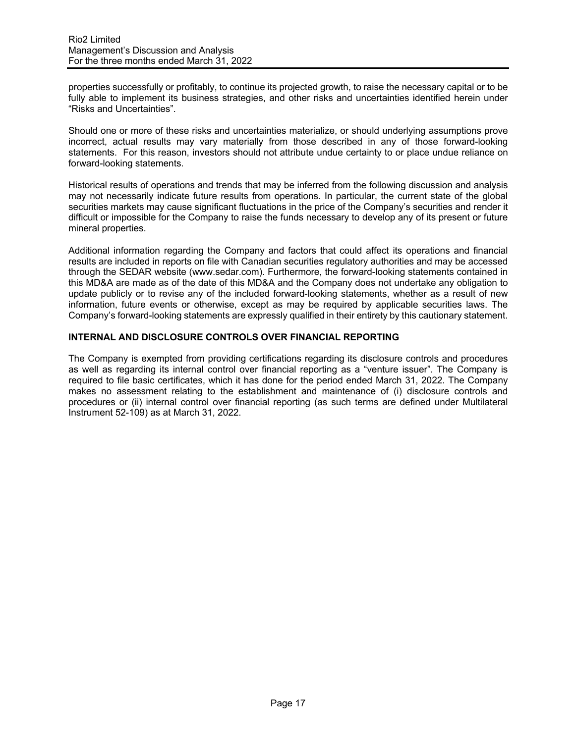properties successfully or profitably, to continue its projected growth, to raise the necessary capital or to be fully able to implement its business strategies, and other risks and uncertainties identified herein under "Risks and Uncertainties".

Should one or more of these risks and uncertainties materialize, or should underlying assumptions prove incorrect, actual results may vary materially from those described in any of those forward-looking statements. For this reason, investors should not attribute undue certainty to or place undue reliance on forward-looking statements.

Historical results of operations and trends that may be inferred from the following discussion and analysis may not necessarily indicate future results from operations. In particular, the current state of the global securities markets may cause significant fluctuations in the price of the Company's securities and render it difficult or impossible for the Company to raise the funds necessary to develop any of its present or future mineral properties.

Additional information regarding the Company and factors that could affect its operations and financial results are included in reports on file with Canadian securities regulatory authorities and may be accessed through the SEDAR website (www.sedar.com). Furthermore, the forward-looking statements contained in this MD&A are made as of the date of this MD&A and the Company does not undertake any obligation to update publicly or to revise any of the included forward-looking statements, whether as a result of new information, future events or otherwise, except as may be required by applicable securities laws. The Company's forward-looking statements are expressly qualified in their entirety by this cautionary statement.

## INTERNAL AND DISCLOSURE CONTROLS OVER FINANCIAL REPORTING

The Company is exempted from providing certifications regarding its disclosure controls and procedures as well as regarding its internal control over financial reporting as a "venture issuer". The Company is required to file basic certificates, which it has done for the period ended March 31, 2022. The Company makes no assessment relating to the establishment and maintenance of (i) disclosure controls and procedures or (ii) internal control over financial reporting (as such terms are defined under Multilateral Instrument 52-109) as at March 31, 2022.